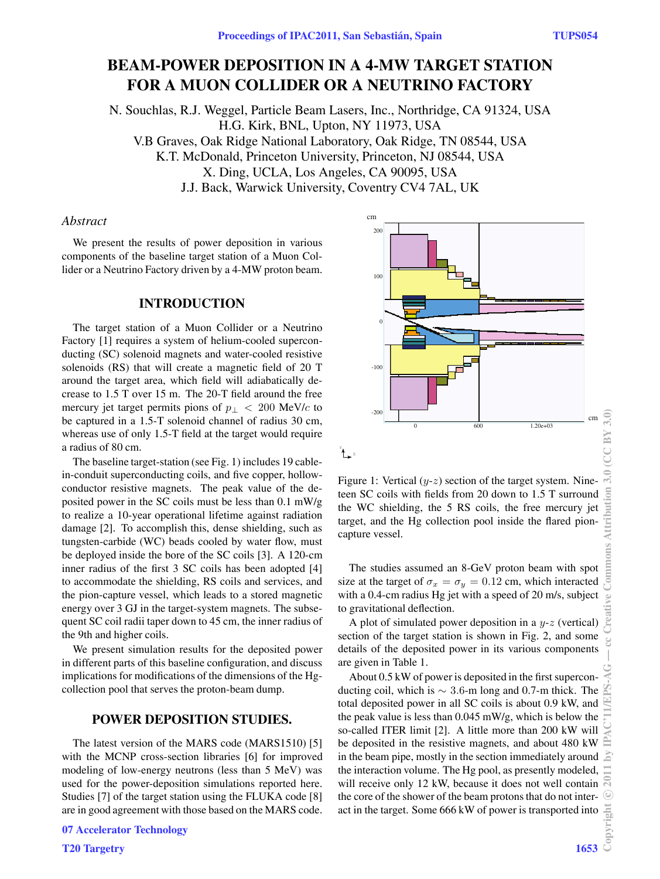# BEAM-POWER DEPOSITION IN A 4-MW TARGET STATION FOR A MUON COLLIDER OR A NEUTRINO FACTORY

N. Souchlas, R.J. Weggel, Particle Beam Lasers, Inc., Northridge, CA 91324, USA
H.G. Kirk, BNL, Upton, NY 11973, USA
V.B Graves, Oak Ridge National Laboratory, Oak Ridge, TN 08544, USA
K.T. McDonald, Princeton University, Princeton, NJ 08544, USA
X. Ding, UCLA, Los Angeles, CA 90095, USA
J.J. Back, Warwick University, Coventry CV4 7AL, UK

*Abstract*

We present the results of power deposition in various components of the baseline target station of a Muon Collider or a Neutrino Factory driven by a 4-MW proton beam.

## INTRODUCTION

The target station of a Muon Collider or a Neutrino Factory [1] requires a system of helium-cooled superconducting (SC) solenoid magnets and water-cooled resistive solenoids (RS) that will create a magnetic field of 20 T around the target area, which field will adiabatically decrease to 1.5 T over 15 m. The 20-T field around the free mercury jet target permits pions of $p_\perp < 200$ MeV/$c$ to be captured in a 1.5-T solenoid channel of radius 30 cm, whereas use of only 1.5-T field at the target would require a radius of 80 cm.

The baseline target-station (see Fig. 1) includes 19 cable-in-conduit superconducting coils, and five copper, hollow-conductor resistive magnets. The peak value of the deposited power in the SC coils must be less than 0.1 mW/g to realize a 10-year operational lifetime against radiation damage [2]. To accomplish this, dense shielding, such as tungsten-carbide (WC) beads cooled by water flow, must be deployed inside the bore of the SC coils [3]. A 120-cm inner radius of the first 3 SC coils has been adopted [4] to accommodate the shielding, RS coils and services, and the pion-capture vessel, which leads to a stored magnetic energy over 3 GJ in the target-system magnets. The subsequent SC coil radii taper down to 45 cm, the inner radius of the 9th and higher coils.

We present simulation results for the deposited power in different parts of this baseline configuration, and discuss implications for modifications of the dimensions of the Hg-collection pool that serves the proton-beam dump.

## POWER DEPOSITION STUDIES.

The latest version of the MARS code (MARS1510) [5] with the MCNP cross-section libraries [6] for improved modeling of low-energy neutrons (less than 5 MeV) was used for the power-deposition simulations reported here. Studies [7] of the target station using the FLUKA code [8] are in good agreement with those based on the MARS code.

Figure 1: Vertical ($y$-$z$) section of the target system. Nineteen SC coils with fields from 20 down to 1.5 T surround the WC shielding, the 5 RS coils, the free mercury jet target, and the Hg collection pool inside the flared pion-capture vessel.

The studies assumed an 8-GeV proton beam with spot size at the target of $\sigma_x = \sigma_y = 0.12$ cm, which interacted with a 0.4-cm radius Hg jet with a speed of 20 m/s, subject to gravitational deflection.

A plot of simulated power deposition in a $y$-$z$ (vertical) section of the target station is shown in Fig. 2, and some details of the deposited power in its various components are given in Table 1.

About 0.5 kW of power is deposited in the first superconducting coil, which is $\sim$ 3.6-m long and 0.7-m thick. The total deposited power in all SC coils is about 0.9 kW, and the peak value is less than 0.045 mW/g, which is below the so-called ITER limit [2]. A little more than 200 kW will be deposited in the resistive magnets, and about 480 kW in the beam pipe, mostly in the section immediately around the interaction volume. The Hg pool, as presently modeled, will receive only 12 kW, because it does not well contain the core of the shower of the beam protons that do not interact in the target. Some 666 kW of power is transported into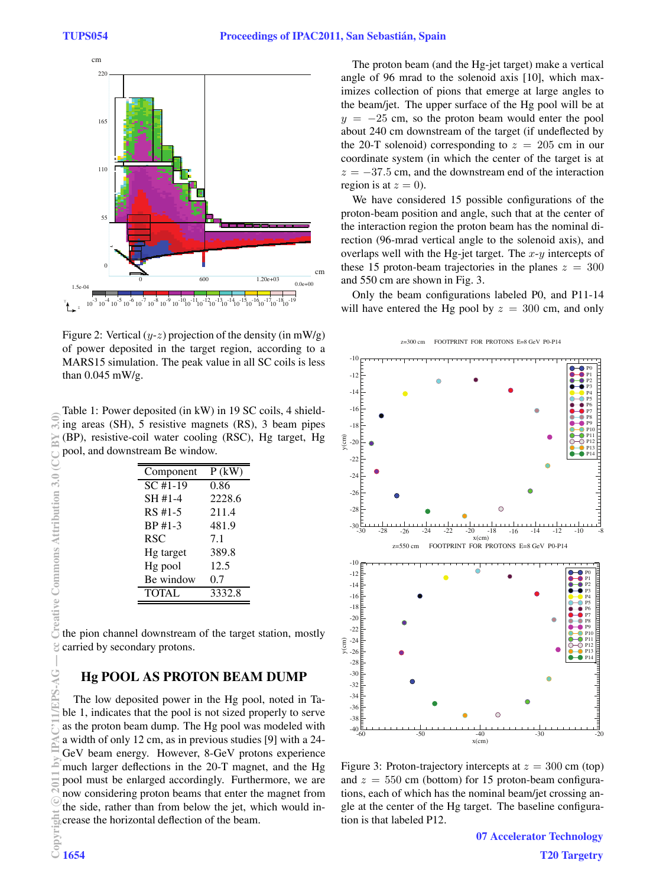cm

220

165

110

55

0

0

600

1.20e+03

cm

1.5e-04

0.0e+00

$10^{-3}$ $10^{-4}$ $10^{-5}$ $10^{-6}$ $10^{-7}$ $10^{-8}$ $10^{-9}$ $10^{-10}$ $10^{-11}$ $10^{-12}$ $10^{-13}$ $10^{-14}$ $10^{-15}$ $10^{-16}$ $10^{-17}$ $10^{-18}$ $10^{-19}$

Figure 2: Vertical ($y$-$z$) projection of the density (in mW/g) of power deposited in the target region, according to a MARS15 simulation. The peak value in all SC coils is less than 0.045 mW/g.

Table 1: Power deposited (in kW) in 19 SC coils, 4 shielding areas (SH), 5 resistive magnets (RS), 3 beam pipes (BP), resistive-coil water cooling (RSC), Hg target, Hg pool, and downstream Be window.

| Component | P (kW) |
|---|---|
| SC #1-19 | 0.86 |
| SH #1-4 | 2228.6 |
| RS #1-5 | 211.4 |
| BP #1-3 | 481.9 |
| RSC | 7.1 |
| Hg target | 389.8 |
| Hg pool | 12.5 |
| Be window | 0.7 |
| TOTAL | 3332.8 |

the pion channel downstream of the target station, mostly carried by secondary protons.

## Hg POOL AS PROTON BEAM DUMP

The low deposited power in the Hg pool, noted in Table 1, indicates that the pool is not sized properly to serve as the proton beam dump. The Hg pool was modeled with a width of only 12 cm, as in previous studies [9] with a 24-GeV beam energy. However, 8-GeV protons experience much larger deflections in the 20-T magnet, and the Hg pool must be enlarged accordingly. Furthermore, we are now considering proton beams that enter the magnet from the side, rather than from below the jet, which would increase the horizontal deflection of the beam.

The proton beam (and the Hg-jet target) make a vertical angle of 96 mrad to the solenoid axis [10], which maximizes collection of pions that emerge at large angles to the beam/jet. The upper surface of the Hg pool will be at $y = -25$ cm, so the proton beam would enter the pool about 240 cm downstream of the target (if undeflected by the 20-T solenoid) corresponding to $z = 205$ cm in our coordinate system (in which the center of the target is at $z = -37.5$ cm, and the downstream end of the interaction region is at $z = 0$).

We have considered 15 possible configurations of the proton-beam position and angle, such that at the center of the interaction region the proton beam has the nominal direction (96-mrad vertical angle to the solenoid axis), and overlaps well with the Hg-jet target. The $x$-$y$ intercepts of these 15 proton-beam trajectories in the planes $z = 300$ and 550 cm are shown in Fig. 3.

Only the beam configurations labeled P0, and P11-14 will have entered the Hg pool by $z = 300$ cm, and only

z=300 cm FOOTPRINT FOR PROTONS E=8 GeV P0-P14

y(cm)

x(cm)

P0 P1 P2 P3 P4 P5 P6 P7 P8 P9 P10 P11 P12 P13 P14

z=550 cm FOOTPRINT FOR PROTONS E=8 GeV P0-P14

y(cm)

x(cm)

P0 P1 P2 P3 P4 P5 P6 P7 P8 P9 P10 P11 P12 P13 P14

Figure 3: Proton-trajectory intercepts at $z = 300$ cm (top) and $z = 550$ cm (bottom) for 15 proton-beam configurations, each of which has the nominal beam/jet crossing angle at the center of the Hg target. The baseline configuration is that labeled P12.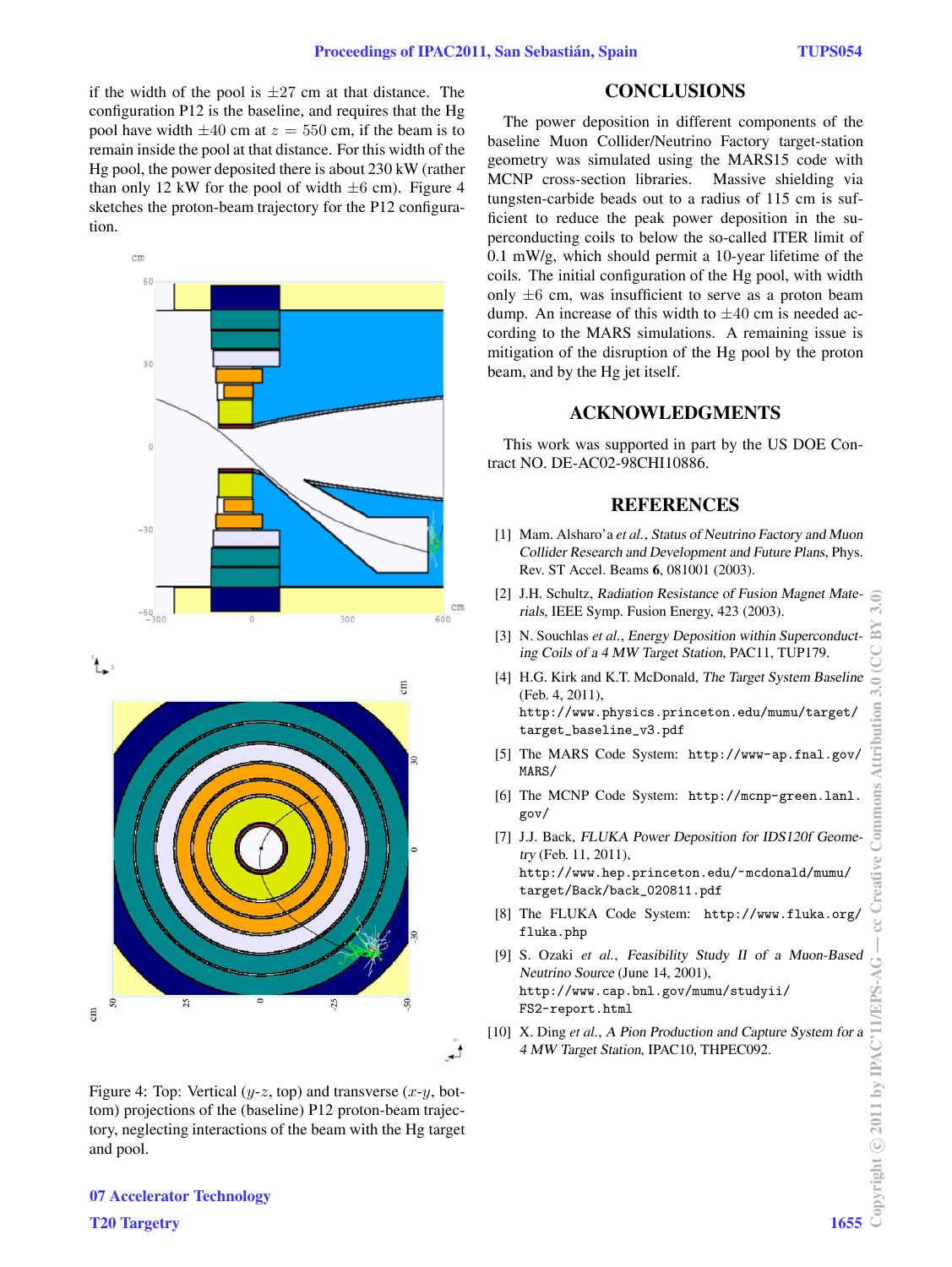if the width of the pool is $\pm 27$ cm at that distance. The configuration P12 is the baseline, and requires that the Hg pool have width $\pm 40$ cm at $z = 550$ cm, if the beam is to remain inside the pool at that distance. For this width of the Hg pool, the power deposited there is about 230 kW (rather than only 12 kW for the pool of width $\pm 6$ cm). Figure 4 sketches the proton-beam trajectory for the P12 configuration.

Figure 4: Top: Vertical ($y$-$z$, top) and transverse ($x$-$y$, bottom) projections of the (baseline) P12 proton-beam trajectory, neglecting interactions of the beam with the Hg target and pool.

## CONCLUSIONS

The power deposition in different components of the baseline Muon Collider/Neutrino Factory target-station geometry was simulated using the MARS15 code with MCNP cross-section libraries. Massive shielding via tungsten-carbide beads out to a radius of 115 cm is sufficient to reduce the peak power deposition in the superconducting coils to below the so-called ITER limit of 0.1 mW/g, which should permit a 10-year lifetime of the coils. The initial configuration of the Hg pool, with width only $\pm 6$ cm, was insufficient to serve as a proton beam dump. An increase of this width to $\pm 40$ cm is needed according to the MARS simulations. A remaining issue is mitigation of the disruption of the Hg pool by the proton beam, and by the Hg jet itself.

## ACKNOWLEDGMENTS

This work was supported in part by the US DOE Contract NO. DE-AC02-98CHI10886.

## REFERENCES

[1] Mam. Alsharo'a *et al.*, *Status of Neutrino Factory and Muon Collider Research and Development and Future Plans*, Phys. Rev. ST Accel. Beams **6**, 081001 (2003).

[2] J.H. Schultz, *Radiation Resistance of Fusion Magnet Materials*, IEEE Symp. Fusion Energy, 423 (2003).

[3] N. Souchlas *et al.*, *Energy Deposition within Superconducting Coils of a 4 MW Target Station*, PAC11, TUP179.

[4] H.G. Kirk and K.T. McDonald, *The Target System Baseline* (Feb. 4, 2011), http://www.physics.princeton.edu/mumu/target/target_baseline_v3.pdf

[5] The MARS Code System: http://www-ap.fnal.gov/MARS/

[6] The MCNP Code System: http://mcnp-green.lanl.gov/

[7] J.J. Back, *FLUKA Power Deposition for IDS120f Geometry* (Feb. 11, 2011), http://www.hep.princeton.edu/~mcdonald/mumu/target/Back/back_020811.pdf

[8] The FLUKA Code System: http://www.fluka.org/fluka.php

[9] S. Ozaki *et al.*, *Feasibility Study II of a Muon-Based Neutrino Source* (June 14, 2001), http://www.cap.bnl.gov/mumu/studyii/FS2-report.html

[10] X. Ding *et al.*, *A Pion Production and Capture System for a 4 MW Target Station*, IPAC10, THPEC092.